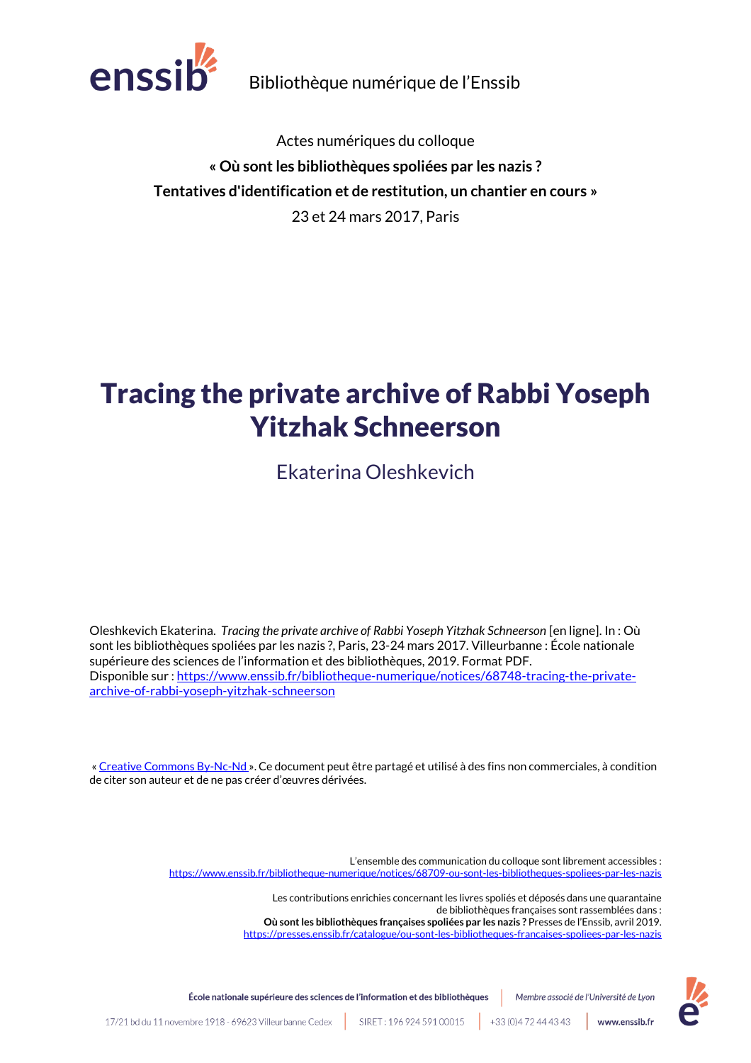Bibliothèque numérique de l'Enssib

Actes numériques du colloque

**« Où sont les bibliothèques spoliées par les nazis ?**
**Tentatives d'identification et de restitution, un chantier en cours »**

23 et 24 mars 2017, Paris

# Tracing the private archive of Rabbi Yoseph Yitzhak Schneerson

## Ekaterina Oleshkevich

Oleshkevich Ekaterina. *Tracing the private archive of Rabbi Yoseph Yitzhak Schneerson* [en ligne]. In : Où sont les bibliothèques spoliées par les nazis ?, Paris, 23-24 mars 2017. Villeurbanne : École nationale supérieure des sciences de l'information et des bibliothèques, 2019. Format PDF.
Disponible sur : [https://www.enssib.fr/bibliotheque-numerique/notices/68748-tracing-the-private-archive-of-rabbi-yoseph-yitzhak-schneerson](https://www.enssib.fr/bibliotheque-numerique/notices/68748-tracing-the-private-archive-of-rabbi-yoseph-yitzhak-schneerson)

« Creative Commons By-Nc-Nd ». Ce document peut être partagé et utilisé à des fins non commerciales, à condition de citer son auteur et de ne pas créer d'œuvres dérivées.

L'ensemble des communication du colloque sont librement accessibles :
[https://www.enssib.fr/bibliotheque-numerique/notices/68709-ou-sont-les-bibliotheques-spoliees-par-les-nazis](https://www.enssib.fr/bibliotheque-numerique/notices/68709-ou-sont-les-bibliotheques-spoliees-par-les-nazis)

Les contributions enrichies concernant les livres spoliés et déposés dans une quarantaine de bibliothèques françaises sont rassemblées dans :
**Où sont les bibliothèques françaises spoliées par les nazis ?** Presses de l'Enssib, avril 2019.
[https://presses.enssib.fr/catalogue/ou-sont-les-bibliotheques-francaises-spoliees-par-les-nazis](https://presses.enssib.fr/catalogue/ou-sont-les-bibliotheques-francaises-spoliees-par-les-nazis)

École nationale supérieure des sciences de l'information et des bibliothèques | Membre associé de l'Université de Lyon

17/21 bd du 11 novembre 1918 - 69623 Villeurbanne Cedex | SIRET : 196 924 591 00015 | +33 (0)4 72 44 43 43 | www.enssib.fr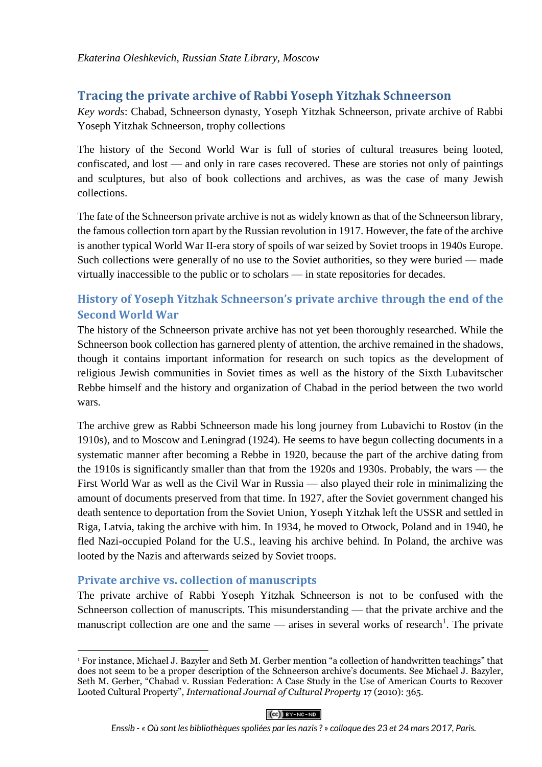*Ekaterina Oleshkevich, Russian State Library, Moscow*

## Tracing the private archive of Rabbi Yoseph Yitzhak Schneerson

*Key words*: Chabad, Schneerson dynasty, Yoseph Yitzhak Schneerson, private archive of Rabbi Yoseph Yitzhak Schneerson, trophy collections

The history of the Second World War is full of stories of cultural treasures being looted, confiscated, and lost — and only in rare cases recovered. These are stories not only of paintings and sculptures, but also of book collections and archives, as was the case of many Jewish collections.

The fate of the Schneerson private archive is not as widely known as that of the Schneerson library, the famous collection torn apart by the Russian revolution in 1917. However, the fate of the archive is another typical World War II-era story of spoils of war seized by Soviet troops in 1940s Europe. Such collections were generally of no use to the Soviet authorities, so they were buried — made virtually inaccessible to the public or to scholars — in state repositories for decades.

### History of Yoseph Yitzhak Schneerson's private archive through the end of the Second World War

The history of the Schneerson private archive has not yet been thoroughly researched. While the Schneerson book collection has garnered plenty of attention, the archive remained in the shadows, though it contains important information for research on such topics as the development of religious Jewish communities in Soviet times as well as the history of the Sixth Lubavitscher Rebbe himself and the history and organization of Chabad in the period between the two world wars.

The archive grew as Rabbi Schneerson made his long journey from Lubavichi to Rostov (in the 1910s), and to Moscow and Leningrad (1924). He seems to have begun collecting documents in a systematic manner after becoming a Rebbe in 1920, because the part of the archive dating from the 1910s is significantly smaller than that from the 1920s and 1930s. Probably, the wars — the First World War as well as the Civil War in Russia — also played their role in minimalizing the amount of documents preserved from that time. In 1927, after the Soviet government changed his death sentence to deportation from the Soviet Union, Yoseph Yitzhak left the USSR and settled in Riga, Latvia, taking the archive with him. In 1934, he moved to Otwock, Poland and in 1940, he fled Nazi-occupied Poland for the U.S., leaving his archive behind. In Poland, the archive was looted by the Nazis and afterwards seized by Soviet troops.

### Private archive vs. collection of manuscripts

The private archive of Rabbi Yoseph Yitzhak Schneerson is not to be confused with the Schneerson collection of manuscripts. This misunderstanding — that the private archive and the manuscript collection are one and the same — arises in several works of research[1]. The private

[1] For instance, Michael J. Bazyler and Seth M. Gerber mention "a collection of handwritten teachings" that does not seem to be a proper description of the Schneerson archive's documents. See Michael J. Bazyler, Seth M. Gerber, "Chabad v. Russian Federation: A Case Study in the Use of American Courts to Recover Looted Cultural Property", *International Journal of Cultural Property* 17 (2010): 365.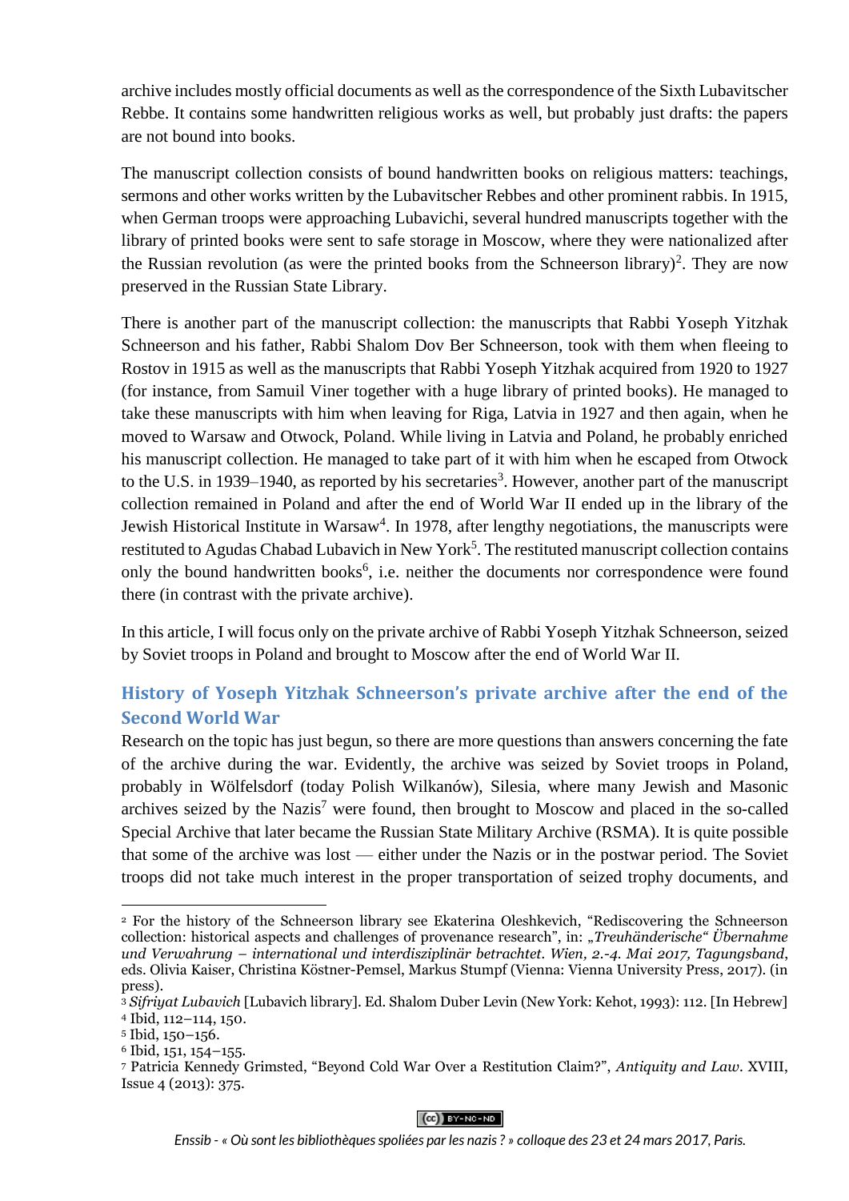archive includes mostly official documents as well as the correspondence of the Sixth Lubavitscher Rebbe. It contains some handwritten religious works as well, but probably just drafts: the papers are not bound into books.

The manuscript collection consists of bound handwritten books on religious matters: teachings, sermons and other works written by the Lubavitscher Rebbes and other prominent rabbis. In 1915, when German troops were approaching Lubavichi, several hundred manuscripts together with the library of printed books were sent to safe storage in Moscow, where they were nationalized after the Russian revolution (as were the printed books from the Schneerson library)[2]. They are now preserved in the Russian State Library.

There is another part of the manuscript collection: the manuscripts that Rabbi Yoseph Yitzhak Schneerson and his father, Rabbi Shalom Dov Ber Schneerson, took with them when fleeing to Rostov in 1915 as well as the manuscripts that Rabbi Yoseph Yitzhak acquired from 1920 to 1927 (for instance, from Samuil Viner together with a huge library of printed books). He managed to take these manuscripts with him when leaving for Riga, Latvia in 1927 and then again, when he moved to Warsaw and Otwock, Poland. While living in Latvia and Poland, he probably enriched his manuscript collection. He managed to take part of it with him when he escaped from Otwock to the U.S. in 1939–1940, as reported by his secretaries[3]. However, another part of the manuscript collection remained in Poland and after the end of World War II ended up in the library of the Jewish Historical Institute in Warsaw[4]. In 1978, after lengthy negotiations, the manuscripts were restituted to Agudas Chabad Lubavich in New York[5]. The restituted manuscript collection contains only the bound handwritten books[6], i.e. neither the documents nor correspondence were found there (in contrast with the private archive).

In this article, I will focus only on the private archive of Rabbi Yoseph Yitzhak Schneerson, seized by Soviet troops in Poland and brought to Moscow after the end of World War II.

## History of Yoseph Yitzhak Schneerson's private archive after the end of the Second World War

Research on the topic has just begun, so there are more questions than answers concerning the fate of the archive during the war. Evidently, the archive was seized by Soviet troops in Poland, probably in Wölfelsdorf (today Polish Wilkanów), Silesia, where many Jewish and Masonic archives seized by the Nazis[7] were found, then brought to Moscow and placed in the so-called Special Archive that later became the Russian State Military Archive (RSMA). It is quite possible that some of the archive was lost — either under the Nazis or in the postwar period. The Soviet troops did not take much interest in the proper transportation of seized trophy documents, and

---

[2] For the history of the Schneerson library see Ekaterina Oleshkevich, "Rediscovering the Schneerson collection: historical aspects and challenges of provenance research", in: *„Treuhänderische" Übernahme und Verwahrung – international und interdisziplinär betrachtet. Wien, 2.-4. Mai 2017, Tagungsband*, eds. Olivia Kaiser, Christina Köstner-Pemsel, Markus Stumpf (Vienna: Vienna University Press, 2017). (in press).

[3] *Sifriyat Lubavich* [Lubavich library]. Ed. Shalom Duber Levin (New York: Kehot, 1993): 112. [In Hebrew]

[4] Ibid, 112–114, 150.

[5] Ibid, 150–156.

[6] Ibid, 151, 154–155.

[7] Patricia Kennedy Grimsted, "Beyond Cold War Over a Restitution Claim?", *Antiquity and Law*. XVIII, Issue 4 (2013): 375.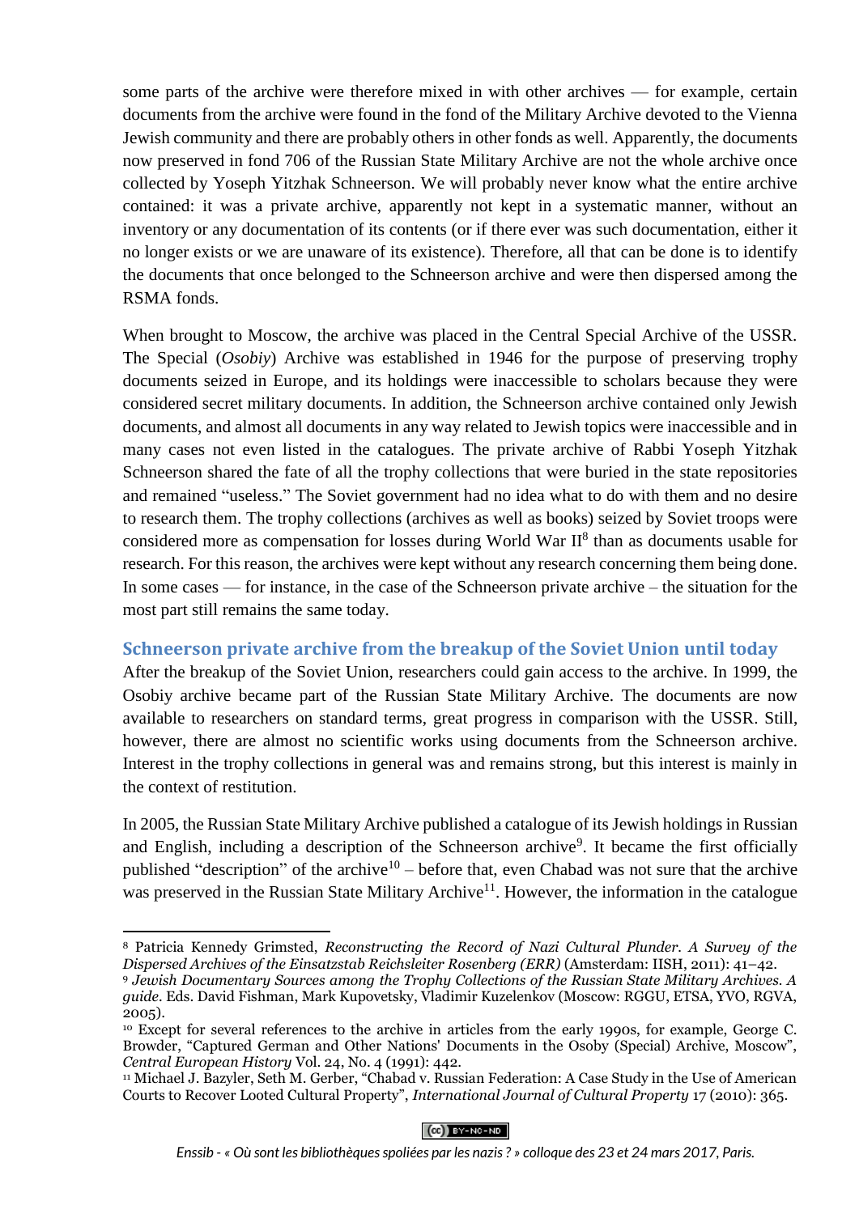some parts of the archive were therefore mixed in with other archives — for example, certain documents from the archive were found in the fond of the Military Archive devoted to the Vienna Jewish community and there are probably others in other fonds as well. Apparently, the documents now preserved in fond 706 of the Russian State Military Archive are not the whole archive once collected by Yoseph Yitzhak Schneerson. We will probably never know what the entire archive contained: it was a private archive, apparently not kept in a systematic manner, without an inventory or any documentation of its contents (or if there ever was such documentation, either it no longer exists or we are unaware of its existence). Therefore, all that can be done is to identify the documents that once belonged to the Schneerson archive and were then dispersed among the RSMA fonds.

When brought to Moscow, the archive was placed in the Central Special Archive of the USSR. The Special (*Osobiy*) Archive was established in 1946 for the purpose of preserving trophy documents seized in Europe, and its holdings were inaccessible to scholars because they were considered secret military documents. In addition, the Schneerson archive contained only Jewish documents, and almost all documents in any way related to Jewish topics were inaccessible and in many cases not even listed in the catalogues. The private archive of Rabbi Yoseph Yitzhak Schneerson shared the fate of all the trophy collections that were buried in the state repositories and remained "useless." The Soviet government had no idea what to do with them and no desire to research them. The trophy collections (archives as well as books) seized by Soviet troops were considered more as compensation for losses during World War II[8] than as documents usable for research. For this reason, the archives were kept without any research concerning them being done. In some cases — for instance, in the case of the Schneerson private archive – the situation for the most part still remains the same today.

## Schneerson private archive from the breakup of the Soviet Union until today

After the breakup of the Soviet Union, researchers could gain access to the archive. In 1999, the Osobiy archive became part of the Russian State Military Archive. The documents are now available to researchers on standard terms, great progress in comparison with the USSR. Still, however, there are almost no scientific works using documents from the Schneerson archive. Interest in the trophy collections in general was and remains strong, but this interest is mainly in the context of restitution.

In 2005, the Russian State Military Archive published a catalogue of its Jewish holdings in Russian and English, including a description of the Schneerson archive[9]. It became the first officially published "description" of the archive[10] – before that, even Chabad was not sure that the archive was preserved in the Russian State Military Archive[11]. However, the information in the catalogue

---

[8] Patricia Kennedy Grimsted, *Reconstructing the Record of Nazi Cultural Plunder. A Survey of the Dispersed Archives of the Einsatzstab Reichsleiter Rosenberg (ERR)* (Amsterdam: IISH, 2011): 41–42.

[9] *Jewish Documentary Sources among the Trophy Collections of the Russian State Military Archives. A guide*. Eds. David Fishman, Mark Kupovetsky, Vladimir Kuzelenkov (Moscow: RGGU, ETSA, YVO, RGVA, 2005).

[10] Except for several references to the archive in articles from the early 1990s, for example, George C. Browder, "Captured German and Other Nations' Documents in the Osoby (Special) Archive, Moscow", *Central European History* Vol. 24, No. 4 (1991): 442.

[11] Michael J. Bazyler, Seth M. Gerber, "Chabad v. Russian Federation: A Case Study in the Use of American Courts to Recover Looted Cultural Property", *International Journal of Cultural Property* 17 (2010): 365.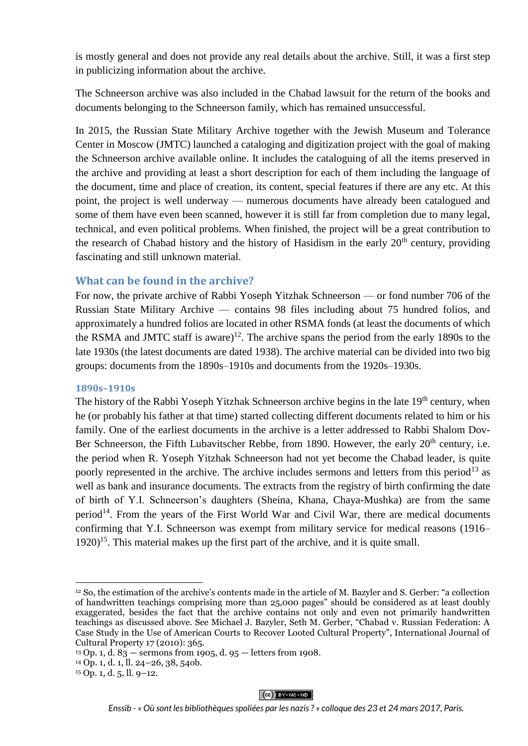is mostly general and does not provide any real details about the archive. Still, it was a first step in publicizing information about the archive.

The Schneerson archive was also included in the Chabad lawsuit for the return of the books and documents belonging to the Schneerson family, which has remained unsuccessful.

In 2015, the Russian State Military Archive together with the Jewish Museum and Tolerance Center in Moscow (JMTC) launched a cataloging and digitization project with the goal of making the Schneerson archive available online. It includes the cataloguing of all the items preserved in the archive and providing at least a short description for each of them including the language of the document, time and place of creation, its content, special features if there are any etc. At this point, the project is well underway — numerous documents have already been catalogued and some of them have even been scanned, however it is still far from completion due to many legal, technical, and even political problems. When finished, the project will be a great contribution to the research of Chabad history and the history of Hasidism in the early 20th century, providing fascinating and still unknown material.

## What can be found in the archive?

For now, the private archive of Rabbi Yoseph Yitzhak Schneerson — or fond number 706 of the Russian State Military Archive — contains 98 files including about 75 hundred folios, and approximately a hundred folios are located in other RSMA fonds (at least the documents of which the RSMA and JMTC staff is aware)[12]. The archive spans the period from the early 1890s to the late 1930s (the latest documents are dated 1938). The archive material can be divided into two big groups: documents from the 1890s–1910s and documents from the 1920s–1930s.

### 1890s–1910s

The history of the Rabbi Yoseph Yitzhak Schneerson archive begins in the late 19th century, when he (or probably his father at that time) started collecting different documents related to him or his family. One of the earliest documents in the archive is a letter addressed to Rabbi Shalom Dov-Ber Schneerson, the Fifth Lubavitscher Rebbe, from 1890. However, the early 20th century, i.e. the period when R. Yoseph Yitzhak Schneerson had not yet become the Chabad leader, is quite poorly represented in the archive. The archive includes sermons and letters from this period[13] as well as bank and insurance documents. The extracts from the registry of birth confirming the date of birth of Y.I. Schneerson's daughters (Sheina, Khana, Chaya-Mushka) are from the same period[14]. From the years of the First World War and Civil War, there are medical documents confirming that Y.I. Schneerson was exempt from military service for medical reasons (1916–1920)[15]. This material makes up the first part of the archive, and it is quite small.

---

[12] So, the estimation of the archive's contents made in the article of M. Bazyler and S. Gerber: "a collection of handwritten teachings comprising more than 25,000 pages" should be considered as at least doubly exaggerated, besides the fact that the archive contains not only and even not primarily handwritten teachings as discussed above. See Michael J. Bazyler, Seth M. Gerber, "Chabad v. Russian Federation: A Case Study in the Use of American Courts to Recover Looted Cultural Property", International Journal of Cultural Property 17 (2010): 365.

[13] Op. 1, d. 83 — sermons from 1905, d. 95 — letters from 1908.

[14] Op. 1, d. 1, ll. 24–26, 38, 54ob.

[15] Op. 1, d. 5, ll. 9–12.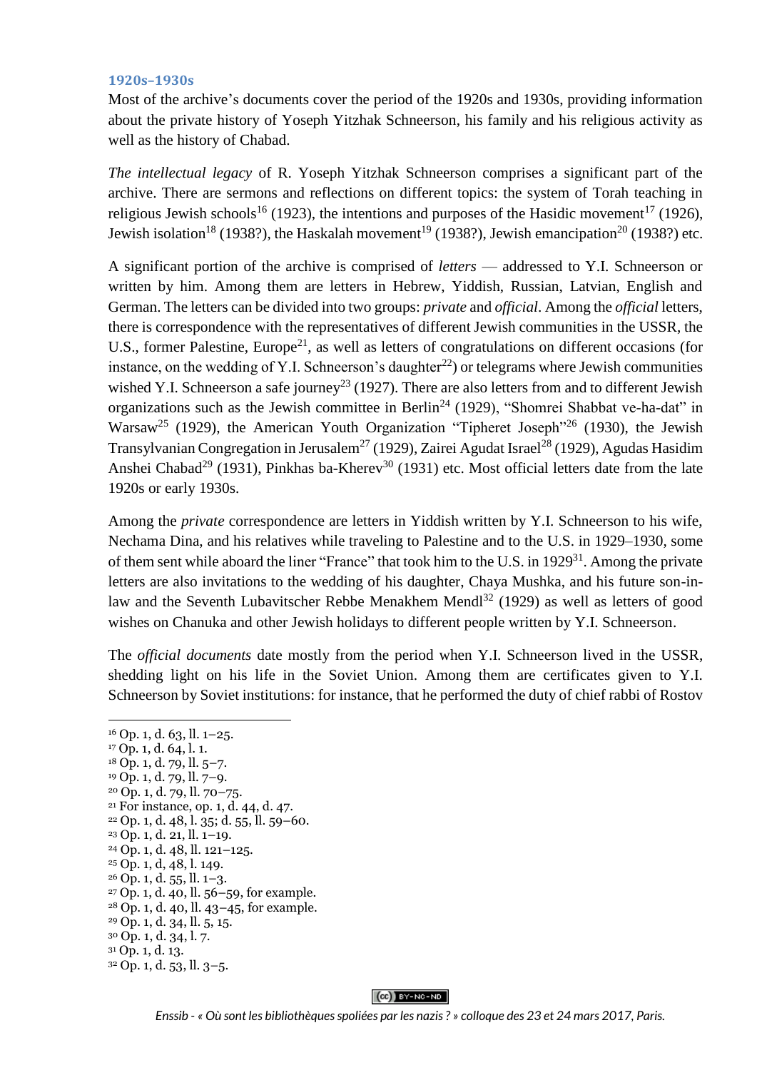### 1920s–1930s

Most of the archive's documents cover the period of the 1920s and 1930s, providing information about the private history of Yoseph Yitzhak Schneerson, his family and his religious activity as well as the history of Chabad.

*The intellectual legacy* of R. Yoseph Yitzhak Schneerson comprises a significant part of the archive. There are sermons and reflections on different topics: the system of Torah teaching in religious Jewish schools[16] (1923), the intentions and purposes of the Hasidic movement[17] (1926), Jewish isolation[18] (1938?), the Haskalah movement[19] (1938?), Jewish emancipation[20] (1938?) etc.

A significant portion of the archive is comprised of *letters* — addressed to Y.I. Schneerson or written by him. Among them are letters in Hebrew, Yiddish, Russian, Latvian, English and German. The letters can be divided into two groups: *private* and *official*. Among the *official* letters, there is correspondence with the representatives of different Jewish communities in the USSR, the U.S., former Palestine, Europe[21], as well as letters of congratulations on different occasions (for instance, on the wedding of Y.I. Schneerson's daughter[22]) or telegrams where Jewish communities wished Y.I. Schneerson a safe journey[23] (1927). There are also letters from and to different Jewish organizations such as the Jewish committee in Berlin[24] (1929), "Shomrei Shabbat ve-ha-dat" in Warsaw[25] (1929), the American Youth Organization "Tipheret Joseph"[26] (1930), the Jewish Transylvanian Congregation in Jerusalem[27] (1929), Zairei Agudat Israel[28] (1929), Agudas Hasidim Anshei Chabad[29] (1931), Pinkhas ba-Kherev[30] (1931) etc. Most official letters date from the late 1920s or early 1930s.

Among the *private* correspondence are letters in Yiddish written by Y.I. Schneerson to his wife, Nechama Dina, and his relatives while traveling to Palestine and to the U.S. in 1929–1930, some of them sent while aboard the liner "France" that took him to the U.S. in 1929[31]. Among the private letters are also invitations to the wedding of his daughter, Chaya Mushka, and his future son-in-law and the Seventh Lubavitscher Rebbe Menakhem Mendl[32] (1929) as well as letters of good wishes on Chanuka and other Jewish holidays to different people written by Y.I. Schneerson.

The *official documents* date mostly from the period when Y.I. Schneerson lived in the USSR, shedding light on his life in the Soviet Union. Among them are certificates given to Y.I. Schneerson by Soviet institutions: for instance, that he performed the duty of chief rabbi of Rostov

---

[16] Op. 1, d. 63, ll. 1–25.
[17] Op. 1, d. 64, l. 1.
[18] Op. 1, d. 79, ll. 5–7.
[19] Op. 1, d. 79, ll. 7–9.
[20] Op. 1, d. 79, ll. 70–75.
[21] For instance, op. 1, d. 44, d. 47.
[22] Op. 1, d. 48, l. 35; d. 55, ll. 59–60.
[23] Op. 1, d. 21, ll. 1–19.
[24] Op. 1, d. 48, ll. 121–125.
[25] Op. 1, d, 48, l. 149.
[26] Op. 1, d. 55, ll. 1–3.
[27] Op. 1, d. 40, ll. 56–59, for example.
[28] Op. 1, d. 40, ll. 43–45, for example.
[29] Op. 1, d. 34, ll. 5, 15.
[30] Op. 1, d. 34, l. 7.
[31] Op. 1, d. 13.
[32] Op. 1, d. 53, ll. 3–5.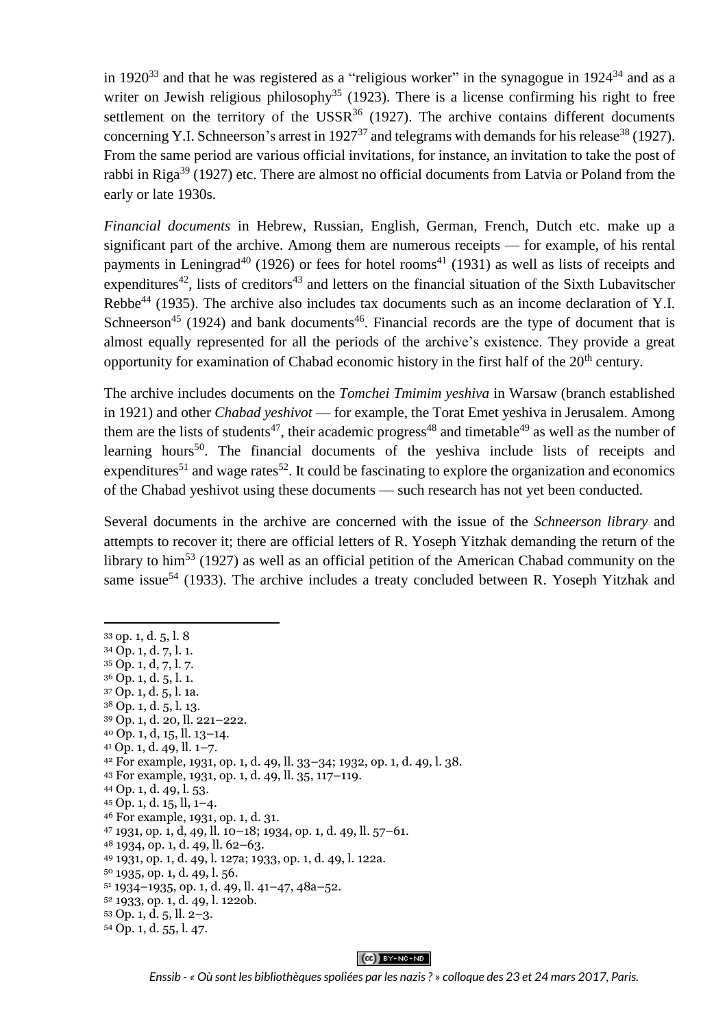in 1920[33] and that he was registered as a "religious worker" in the synagogue in 1924[34] and as a writer on Jewish religious philosophy[35] (1923). There is a license confirming his right to free settlement on the territory of the USSR[36] (1927). The archive contains different documents concerning Y.I. Schneerson's arrest in 1927[37] and telegrams with demands for his release[38] (1927). From the same period are various official invitations, for instance, an invitation to take the post of rabbi in Riga[39] (1927) etc. There are almost no official documents from Latvia or Poland from the early or late 1930s.

*Financial documents* in Hebrew, Russian, English, German, French, Dutch etc. make up a significant part of the archive. Among them are numerous receipts — for example, of his rental payments in Leningrad[40] (1926) or fees for hotel rooms[41] (1931) as well as lists of receipts and expenditures[42], lists of creditors[43] and letters on the financial situation of the Sixth Lubavitscher Rebbe[44] (1935). The archive also includes tax documents such as an income declaration of Y.I. Schneerson[45] (1924) and bank documents[46]. Financial records are the type of document that is almost equally represented for all the periods of the archive's existence. They provide a great opportunity for examination of Chabad economic history in the first half of the 20th century.

The archive includes documents on the *Tomchei Tmimim yeshiva* in Warsaw (branch established in 1921) and other *Chabad yeshivot* — for example, the Torat Emet yeshiva in Jerusalem. Among them are the lists of students[47], their academic progress[48] and timetable[49] as well as the number of learning hours[50]. The financial documents of the yeshiva include lists of receipts and expenditures[51] and wage rates[52]. It could be fascinating to explore the organization and economics of the Chabad yeshivot using these documents — such research has not yet been conducted.

Several documents in the archive are concerned with the issue of the *Schneerson library* and attempts to recover it; there are official letters of R. Yoseph Yitzhak demanding the return of the library to him[53] (1927) as well as an official petition of the American Chabad community on the same issue[54] (1933). The archive includes a treaty concluded between R. Yoseph Yitzhak and

---

33 op. 1, d. 5, l. 8
34 Op. 1, d. 7, l. 1.
35 Op. 1, d, 7, l. 7.
36 Op. 1, d. 5, l. 1.
37 Op. 1, d. 5, l. 1a.
38 Op. 1, d. 5, l. 13.
39 Op. 1, d. 20, ll. 221–222.
40 Op. 1, d, 15, ll. 13–14.
41 Op. 1, d. 49, ll. 1–7.
42 For example, 1931, op. 1, d. 49, ll. 33–34; 1932, op. 1, d. 49, l. 38.
43 For example, 1931, op. 1, d. 49, ll. 35, 117–119.
44 Op. 1, d. 49, l. 53.
45 Op. 1, d. 15, ll, 1–4.
46 For example, 1931, op. 1, d. 31.
47 1931, op. 1, d, 49, ll. 10–18; 1934, op. 1, d. 49, ll. 57–61.
48 1934, op. 1, d. 49, ll. 62–63.
49 1931, op. 1, d. 49, l. 127a; 1933, op. 1, d. 49, l. 122a.
50 1935, op. 1, d. 49, l. 56.
51 1934–1935, op. 1, d. 49, ll. 41–47, 48a–52.
52 1933, op. 1, d. 49, l. 122ob.
53 Op. 1, d. 5, ll. 2–3.
54 Op. 1, d. 55, l. 47.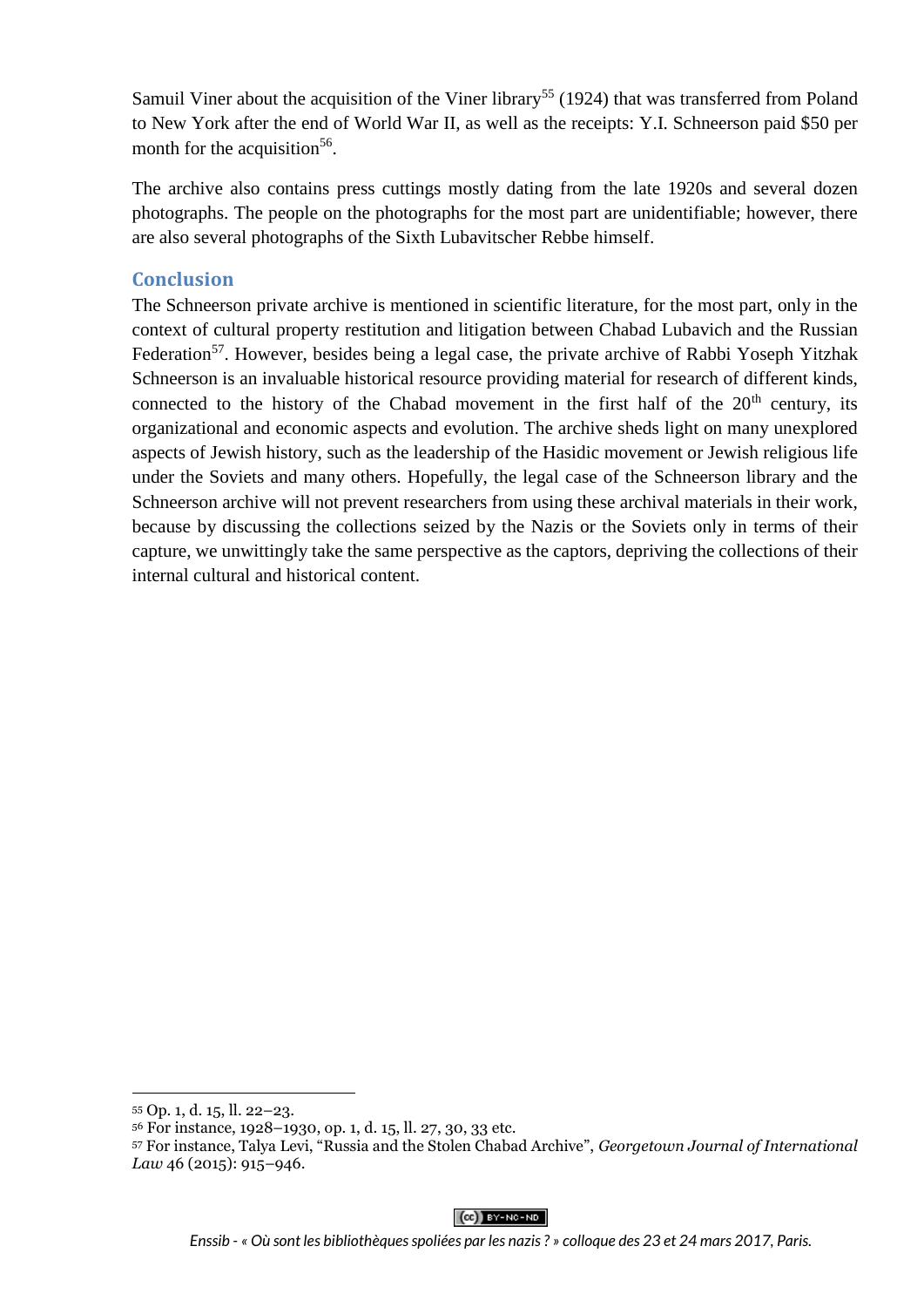Samuil Viner about the acquisition of the Viner library[55] (1924) that was transferred from Poland to New York after the end of World War II, as well as the receipts: Y.I. Schneerson paid $50 per month for the acquisition[56].

The archive also contains press cuttings mostly dating from the late 1920s and several dozen photographs. The people on the photographs for the most part are unidentifiable; however, there are also several photographs of the Sixth Lubavitscher Rebbe himself.

## Conclusion

The Schneerson private archive is mentioned in scientific literature, for the most part, only in the context of cultural property restitution and litigation between Chabad Lubavich and the Russian Federation[57]. However, besides being a legal case, the private archive of Rabbi Yoseph Yitzhak Schneerson is an invaluable historical resource providing material for research of different kinds, connected to the history of the Chabad movement in the first half of the 20th century, its organizational and economic aspects and evolution. The archive sheds light on many unexplored aspects of Jewish history, such as the leadership of the Hasidic movement or Jewish religious life under the Soviets and many others. Hopefully, the legal case of the Schneerson library and the Schneerson archive will not prevent researchers from using these archival materials in their work, because by discussing the collections seized by the Nazis or the Soviets only in terms of their capture, we unwittingly take the same perspective as the captors, depriving the collections of their internal cultural and historical content.

---

[55] Op. 1, d. 15, ll. 22–23.

[56] For instance, 1928–1930, op. 1, d. 15, ll. 27, 30, 33 etc.

[57] For instance, Talya Levi, "Russia and the Stolen Chabad Archive", *Georgetown Journal of International Law* 46 (2015): 915–946.